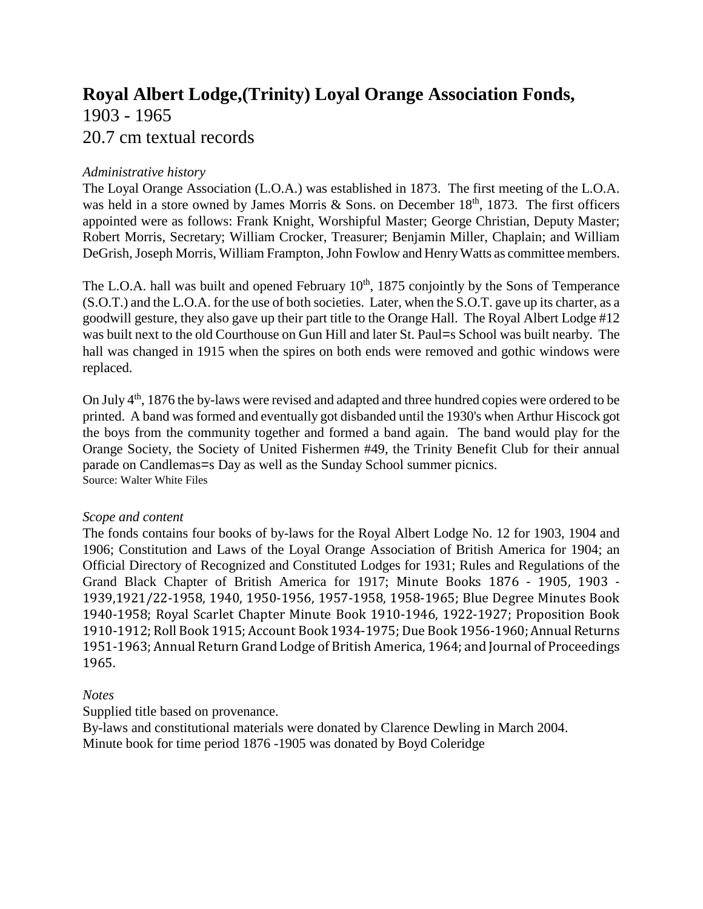# Royal Albert Lodge,(Trinity) Loyal Orange Association Fonds,

1903 - 1965

20.7 cm textual records

*Administrative history*

The Loyal Orange Association (L.O.A.) was established in 1873. The first meeting of the L.O.A. was held in a store owned by James Morris & Sons. on December 18th, 1873. The first officers appointed were as follows: Frank Knight, Worshipful Master; George Christian, Deputy Master; Robert Morris, Secretary; William Crocker, Treasurer; Benjamin Miller, Chaplain; and William DeGrish, Joseph Morris, William Frampton, John Fowlow and Henry Watts as committee members.

The L.O.A. hall was built and opened February 10th, 1875 conjointly by the Sons of Temperance (S.O.T.) and the L.O.A. for the use of both societies. Later, when the S.O.T. gave up its charter, as a goodwill gesture, they also gave up their part title to the Orange Hall. The Royal Albert Lodge #12 was built next to the old Courthouse on Gun Hill and later St. Paul=s School was built nearby. The hall was changed in 1915 when the spires on both ends were removed and gothic windows were replaced.

On July 4th, 1876 the by-laws were revised and adapted and three hundred copies were ordered to be printed. A band was formed and eventually got disbanded until the 1930's when Arthur Hiscock got the boys from the community together and formed a band again. The band would play for the Orange Society, the Society of United Fishermen #49, the Trinity Benefit Club for their annual parade on Candlemas=s Day as well as the Sunday School summer picnics.

Source: Walter White Files

*Scope and content*

The fonds contains four books of by-laws for the Royal Albert Lodge No. 12 for 1903, 1904 and 1906; Constitution and Laws of the Loyal Orange Association of British America for 1904; an Official Directory of Recognized and Constituted Lodges for 1931; Rules and Regulations of the Grand Black Chapter of British America for 1917; Minute Books 1876 - 1905, 1903 - 1939,1921/22-1958, 1940, 1950-1956, 1957-1958, 1958-1965; Blue Degree Minutes Book 1940-1958; Royal Scarlet Chapter Minute Book 1910-1946, 1922-1927; Proposition Book 1910-1912; Roll Book 1915; Account Book 1934-1975; Due Book 1956-1960; Annual Returns 1951-1963; Annual Return Grand Lodge of British America, 1964; and Journal of Proceedings 1965.

*Notes*

Supplied title based on provenance.

By-laws and constitutional materials were donated by Clarence Dewling in March 2004.

Minute book for time period 1876 -1905 was donated by Boyd Coleridge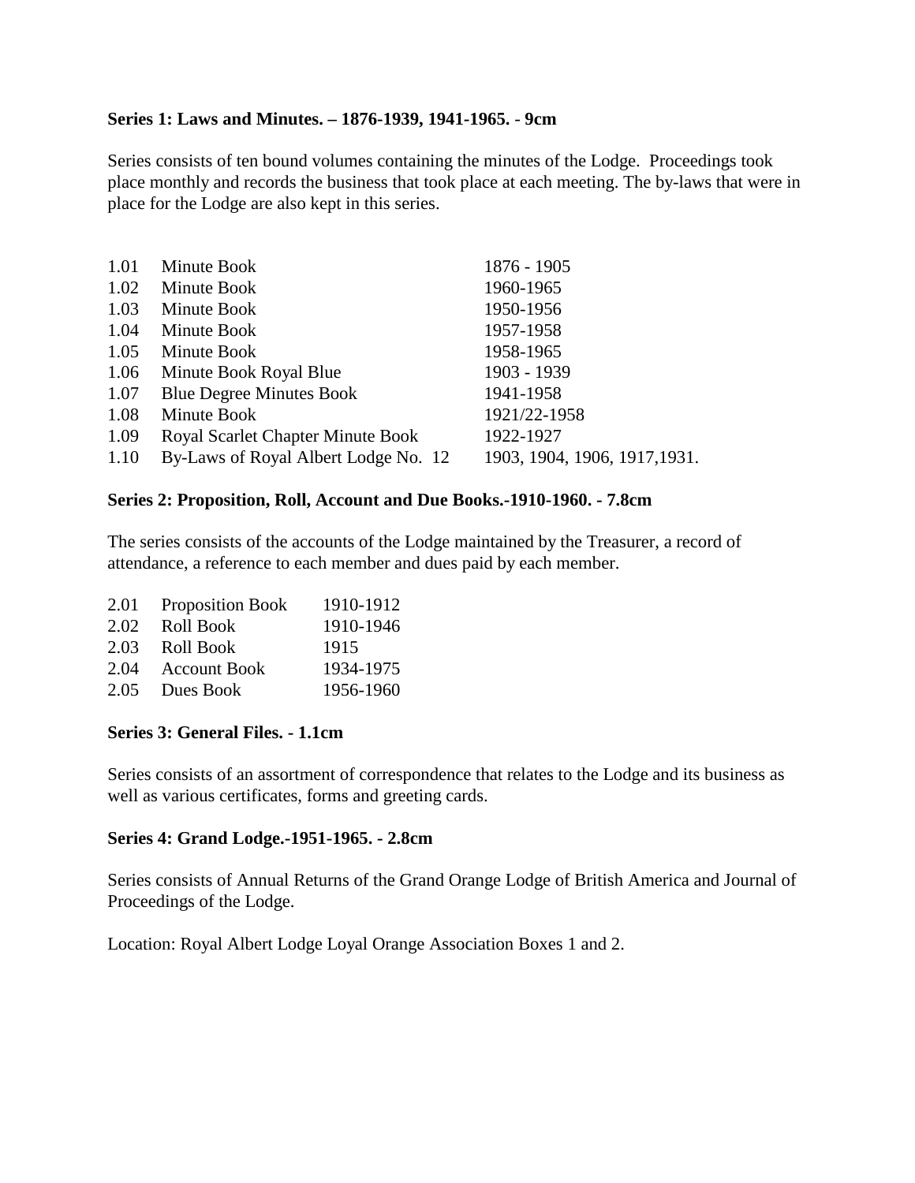**Series 1: Laws and Minutes. – 1876-1939, 1941-1965. - 9cm**

Series consists of ten bound volumes containing the minutes of the Lodge. Proceedings took place monthly and records the business that took place at each meeting. The by-laws that were in place for the Lodge are also kept in this series.

| | | |
|---|---|---|
| 1.01 | Minute Book | 1876 - 1905 |
| 1.02 | Minute Book | 1960-1965 |
| 1.03 | Minute Book | 1950-1956 |
| 1.04 | Minute Book | 1957-1958 |
| 1.05 | Minute Book | 1958-1965 |
| 1.06 | Minute Book Royal Blue | 1903 - 1939 |
| 1.07 | Blue Degree Minutes Book | 1941-1958 |
| 1.08 | Minute Book | 1921/22-1958 |
| 1.09 | Royal Scarlet Chapter Minute Book | 1922-1927 |
| 1.10 | By-Laws of Royal Albert Lodge No. 12 | 1903, 1904, 1906, 1917,1931. |

**Series 2: Proposition, Roll, Account and Due Books.-1910-1960. - 7.8cm**

The series consists of the accounts of the Lodge maintained by the Treasurer, a record of attendance, a reference to each member and dues paid by each member.

| | | |
|---|---|---|
| 2.01 | Proposition Book | 1910-1912 |
| 2.02 | Roll Book | 1910-1946 |
| 2.03 | Roll Book | 1915 |
| 2.04 | Account Book | 1934-1975 |
| 2.05 | Dues Book | 1956-1960 |

**Series 3: General Files. - 1.1cm**

Series consists of an assortment of correspondence that relates to the Lodge and its business as well as various certificates, forms and greeting cards.

**Series 4: Grand Lodge.-1951-1965. - 2.8cm**

Series consists of Annual Returns of the Grand Orange Lodge of British America and Journal of Proceedings of the Lodge.

Location: Royal Albert Lodge Loyal Orange Association Boxes 1 and 2.